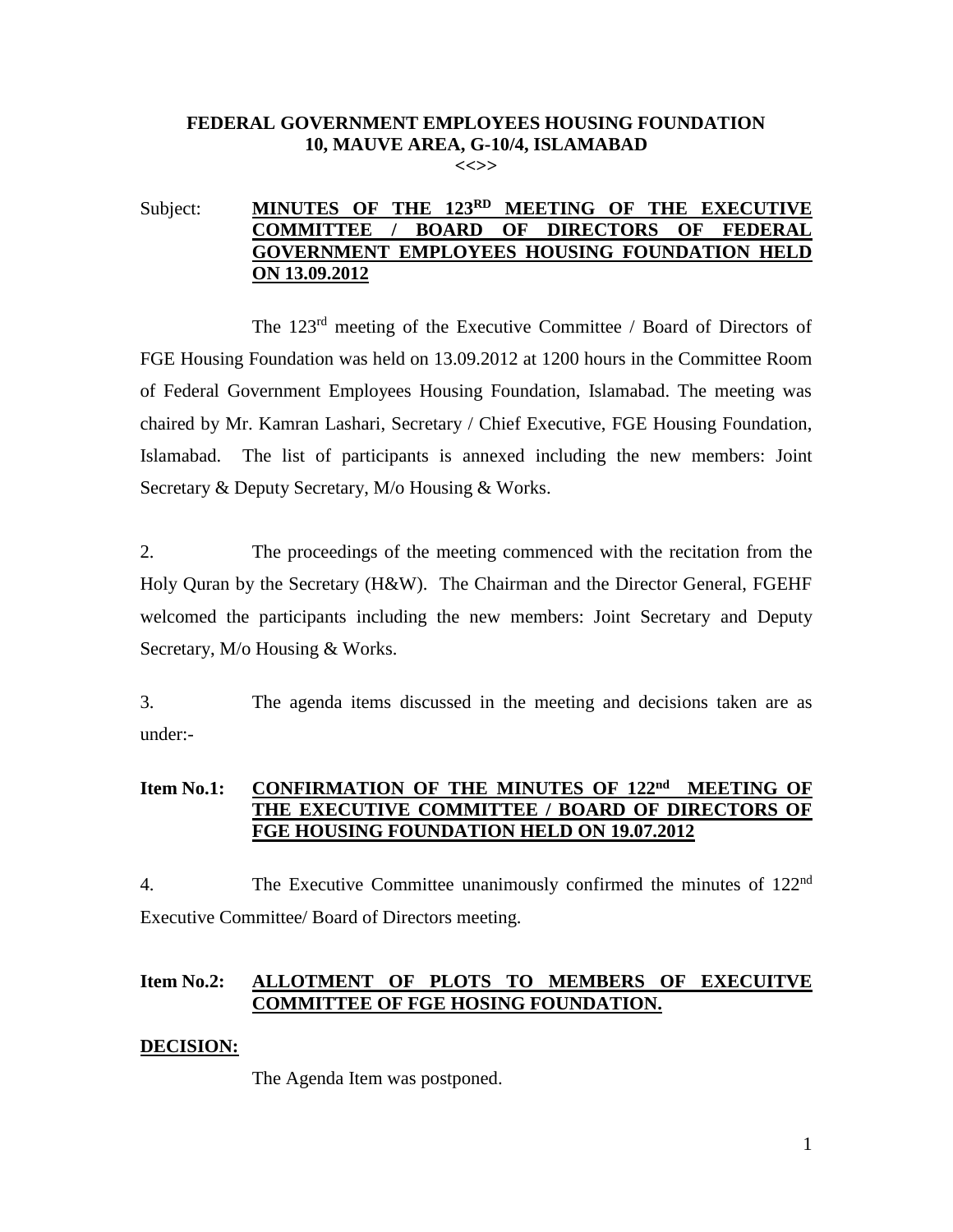**FEDERAL GOVERNMENT EMPLOYEES HOUSING FOUNDATION**
**10, MAUVE AREA, G-10/4, ISLAMABAD**
**<<>>**

Subject: **MINUTES OF THE 123[RD] MEETING OF THE EXECUTIVE COMMITTEE / BOARD OF DIRECTORS OF FEDERAL GOVERNMENT EMPLOYEES HOUSING FOUNDATION HELD ON 13.09.2012**

The 123[rd] meeting of the Executive Committee / Board of Directors of FGE Housing Foundation was held on 13.09.2012 at 1200 hours in the Committee Room of Federal Government Employees Housing Foundation, Islamabad. The meeting was chaired by Mr. Kamran Lashari, Secretary / Chief Executive, FGE Housing Foundation, Islamabad. The list of participants is annexed including the new members: Joint Secretary & Deputy Secretary, M/o Housing & Works.

2. The proceedings of the meeting commenced with the recitation from the Holy Quran by the Secretary (H&W). The Chairman and the Director General, FGEHF welcomed the participants including the new members: Joint Secretary and Deputy Secretary, M/o Housing & Works.

3. The agenda items discussed in the meeting and decisions taken are as under:-

**Item No.1: CONFIRMATION OF THE MINUTES OF 122[nd] MEETING OF THE EXECUTIVE COMMITTEE / BOARD OF DIRECTORS OF FGE HOUSING FOUNDATION HELD ON 19.07.2012**

4. The Executive Committee unanimously confirmed the minutes of 122[nd] Executive Committee/ Board of Directors meeting.

**Item No.2: ALLOTMENT OF PLOTS TO MEMBERS OF EXECUITVE COMMITTEE OF FGE HOSING FOUNDATION.**

**DECISION:**

The Agenda Item was postponed.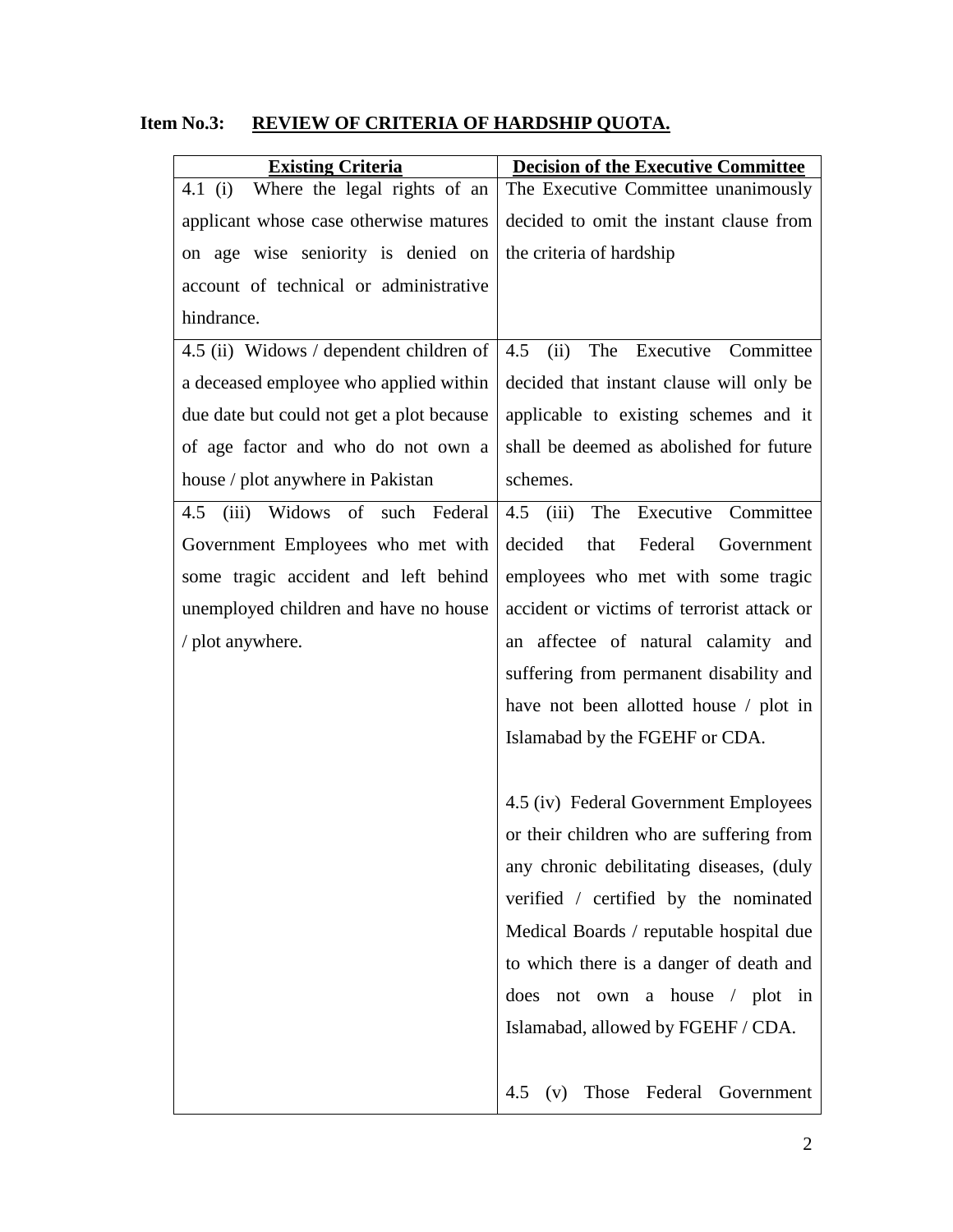**Item No.3: REVIEW OF CRITERIA OF HARDSHIP QUOTA.**

| Existing Criteria | Decision of the Executive Committee |
|---|---|
| 4.1 (i) Where the legal rights of an applicant whose case otherwise matures on age wise seniority is denied on account of technical or administrative hindrance. | The Executive Committee unanimously decided to omit the instant clause from the criteria of hardship |
| 4.5 (ii) Widows / dependent children of a deceased employee who applied within due date but could not get a plot because of age factor and who do not own a house / plot anywhere in Pakistan | 4.5 (ii) The Executive Committee decided that instant clause will only be applicable to existing schemes and it shall be deemed as abolished for future schemes. |
| 4.5 (iii) Widows of such Federal Government Employees who met with some tragic accident and left behind unemployed children and have no house / plot anywhere. | 4.5 (iii) The Executive Committee decided that Federal Government employees who met with some tragic accident or victims of terrorist attack or an affectee of natural calamity and suffering from permanent disability and have not been allotted house / plot in Islamabad by the FGEHF or CDA.<br><br>4.5 (iv) Federal Government Employees or their children who are suffering from any chronic debilitating diseases, (duly verified / certified by the nominated Medical Boards / reputable hospital due to which there is a danger of death and does not own a house / plot in Islamabad, allowed by FGEHF / CDA.<br><br>4.5 (v) Those Federal Government |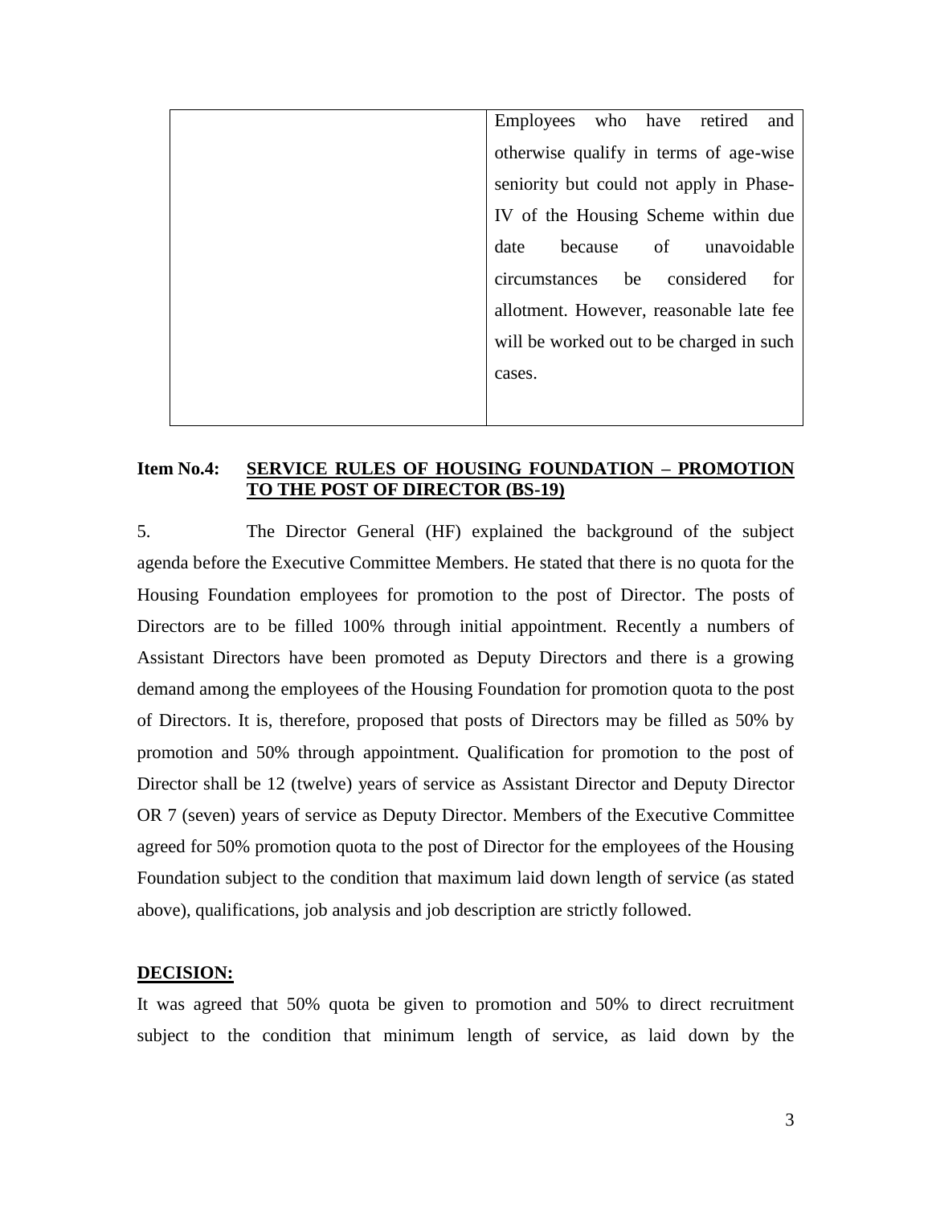| | |
|---|---|
| | Employees who have retired and otherwise qualify in terms of age-wise seniority but could not apply in Phase-IV of the Housing Scheme within due date because of unavoidable circumstances be considered for allotment. However, reasonable late fee will be worked out to be charged in such cases. |

**Item No.4:** **SERVICE RULES OF HOUSING FOUNDATION – PROMOTION TO THE POST OF DIRECTOR (BS-19)**

5. The Director General (HF) explained the background of the subject agenda before the Executive Committee Members. He stated that there is no quota for the Housing Foundation employees for promotion to the post of Director. The posts of Directors are to be filled 100% through initial appointment. Recently a numbers of Assistant Directors have been promoted as Deputy Directors and there is a growing demand among the employees of the Housing Foundation for promotion quota to the post of Directors. It is, therefore, proposed that posts of Directors may be filled as 50% by promotion and 50% through appointment. Qualification for promotion to the post of Director shall be 12 (twelve) years of service as Assistant Director and Deputy Director OR 7 (seven) years of service as Deputy Director. Members of the Executive Committee agreed for 50% promotion quota to the post of Director for the employees of the Housing Foundation subject to the condition that maximum laid down length of service (as stated above), qualifications, job analysis and job description are strictly followed.

**DECISION:**

It was agreed that 50% quota be given to promotion and 50% to direct recruitment subject to the condition that minimum length of service, as laid down by the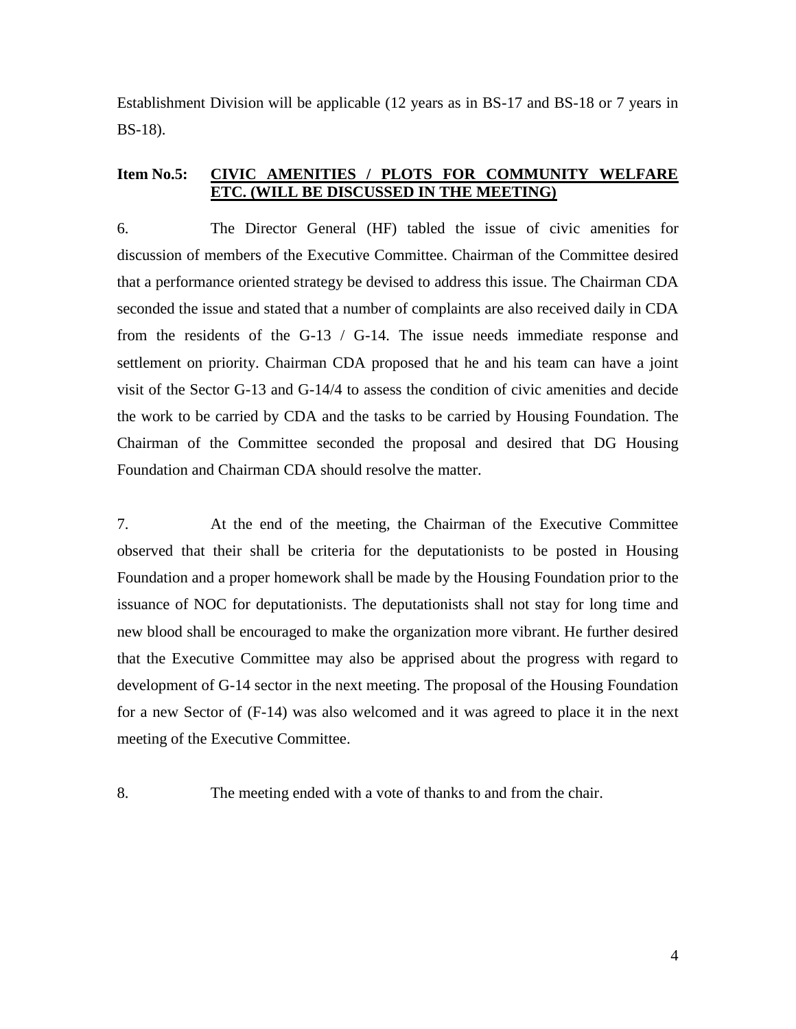Establishment Division will be applicable (12 years as in BS-17 and BS-18 or 7 years in BS-18).

**Item No.5:** **CIVIC AMENITIES / PLOTS FOR COMMUNITY WELFARE ETC. (WILL BE DISCUSSED IN THE MEETING)**

6. The Director General (HF) tabled the issue of civic amenities for discussion of members of the Executive Committee. Chairman of the Committee desired that a performance oriented strategy be devised to address this issue. The Chairman CDA seconded the issue and stated that a number of complaints are also received daily in CDA from the residents of the G-13 / G-14. The issue needs immediate response and settlement on priority. Chairman CDA proposed that he and his team can have a joint visit of the Sector G-13 and G-14/4 to assess the condition of civic amenities and decide the work to be carried by CDA and the tasks to be carried by Housing Foundation. The Chairman of the Committee seconded the proposal and desired that DG Housing Foundation and Chairman CDA should resolve the matter.

7. At the end of the meeting, the Chairman of the Executive Committee observed that their shall be criteria for the deputationists to be posted in Housing Foundation and a proper homework shall be made by the Housing Foundation prior to the issuance of NOC for deputationists. The deputationists shall not stay for long time and new blood shall be encouraged to make the organization more vibrant. He further desired that the Executive Committee may also be apprised about the progress with regard to development of G-14 sector in the next meeting. The proposal of the Housing Foundation for a new Sector of (F-14) was also welcomed and it was agreed to place it in the next meeting of the Executive Committee.

8. The meeting ended with a vote of thanks to and from the chair.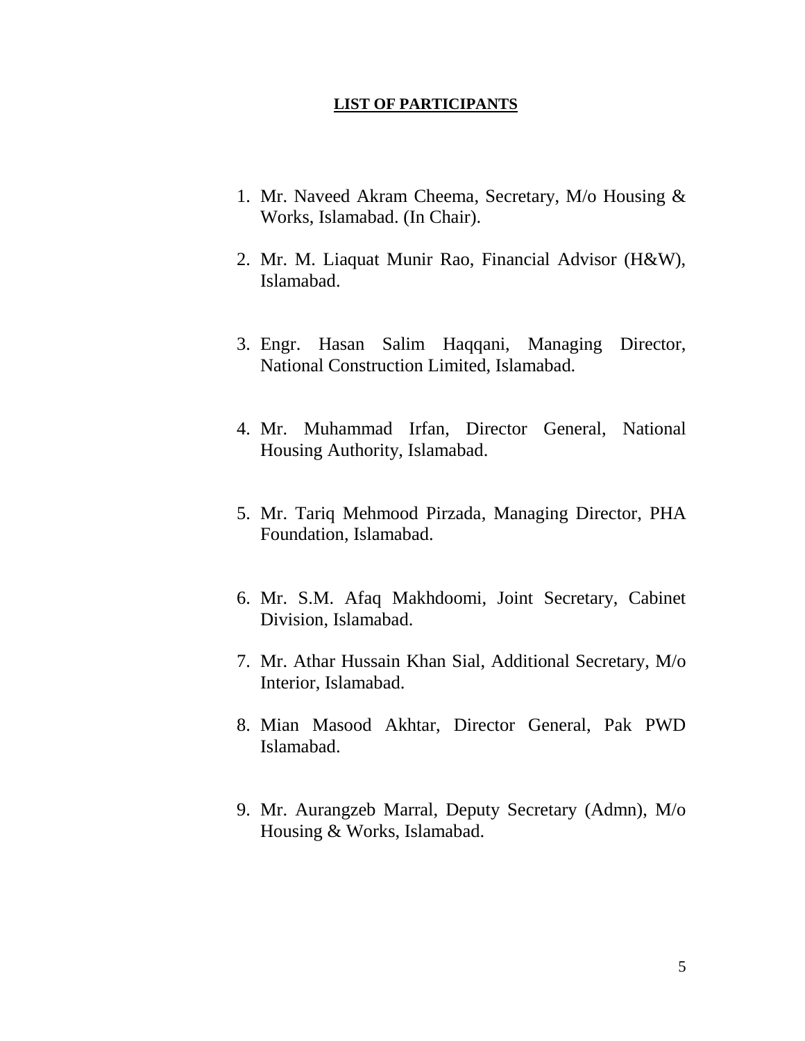**LIST OF PARTICIPANTS**

1. Mr. Naveed Akram Cheema, Secretary, M/o Housing & Works, Islamabad. (In Chair).
2. Mr. M. Liaquat Munir Rao, Financial Advisor (H&W), Islamabad.
3. Engr. Hasan Salim Haqqani, Managing Director, National Construction Limited, Islamabad.
4. Mr. Muhammad Irfan, Director General, National Housing Authority, Islamabad.
5. Mr. Tariq Mehmood Pirzada, Managing Director, PHA Foundation, Islamabad.
6. Mr. S.M. Afaq Makhdoomi, Joint Secretary, Cabinet Division, Islamabad.
7. Mr. Athar Hussain Khan Sial, Additional Secretary, M/o Interior, Islamabad.
8. Mian Masood Akhtar, Director General, Pak PWD Islamabad.
9. Mr. Aurangzeb Marral, Deputy Secretary (Admn), M/o Housing & Works, Islamabad.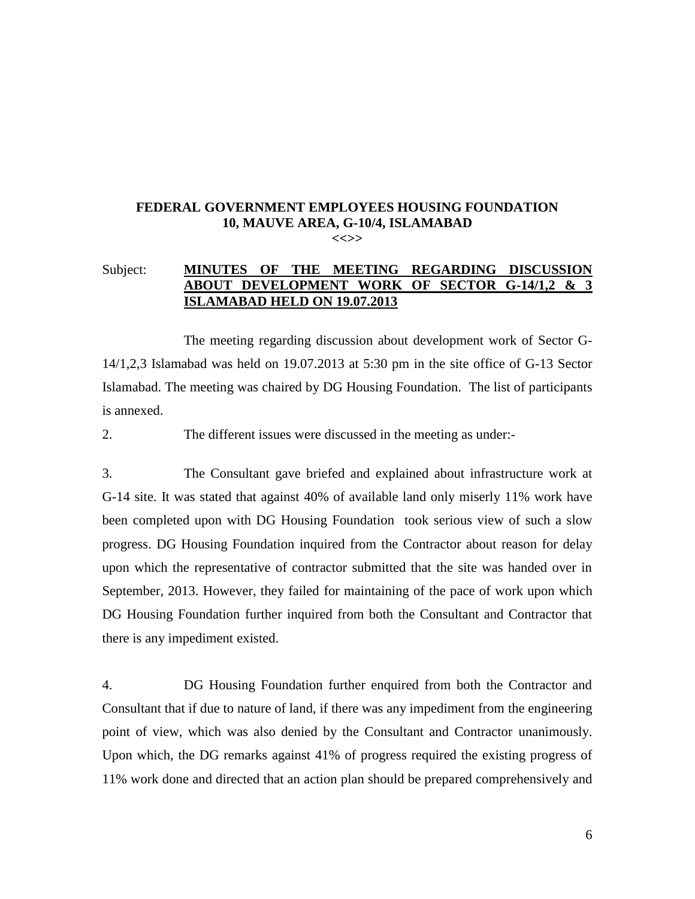**FEDERAL GOVERNMENT EMPLOYEES HOUSING FOUNDATION**
**10, MAUVE AREA, G-10/4, ISLAMABAD**
**<<>>**

Subject: **MINUTES OF THE MEETING REGARDING DISCUSSION ABOUT DEVELOPMENT WORK OF SECTOR G-14/1,2 & 3 ISLAMABAD HELD ON 19.07.2013**

The meeting regarding discussion about development work of Sector G-14/1,2,3 Islamabad was held on 19.07.2013 at 5:30 pm in the site office of G-13 Sector Islamabad. The meeting was chaired by DG Housing Foundation. The list of participants is annexed.

2. The different issues were discussed in the meeting as under:-

3. The Consultant gave briefed and explained about infrastructure work at G-14 site. It was stated that against 40% of available land only miserly 11% work have been completed upon with DG Housing Foundation took serious view of such a slow progress. DG Housing Foundation inquired from the Contractor about reason for delay upon which the representative of contractor submitted that the site was handed over in September, 2013. However, they failed for maintaining of the pace of work upon which DG Housing Foundation further inquired from both the Consultant and Contractor that there is any impediment existed.

4. DG Housing Foundation further enquired from both the Contractor and Consultant that if due to nature of land, if there was any impediment from the engineering point of view, which was also denied by the Consultant and Contractor unanimously. Upon which, the DG remarks against 41% of progress required the existing progress of 11% work done and directed that an action plan should be prepared comprehensively and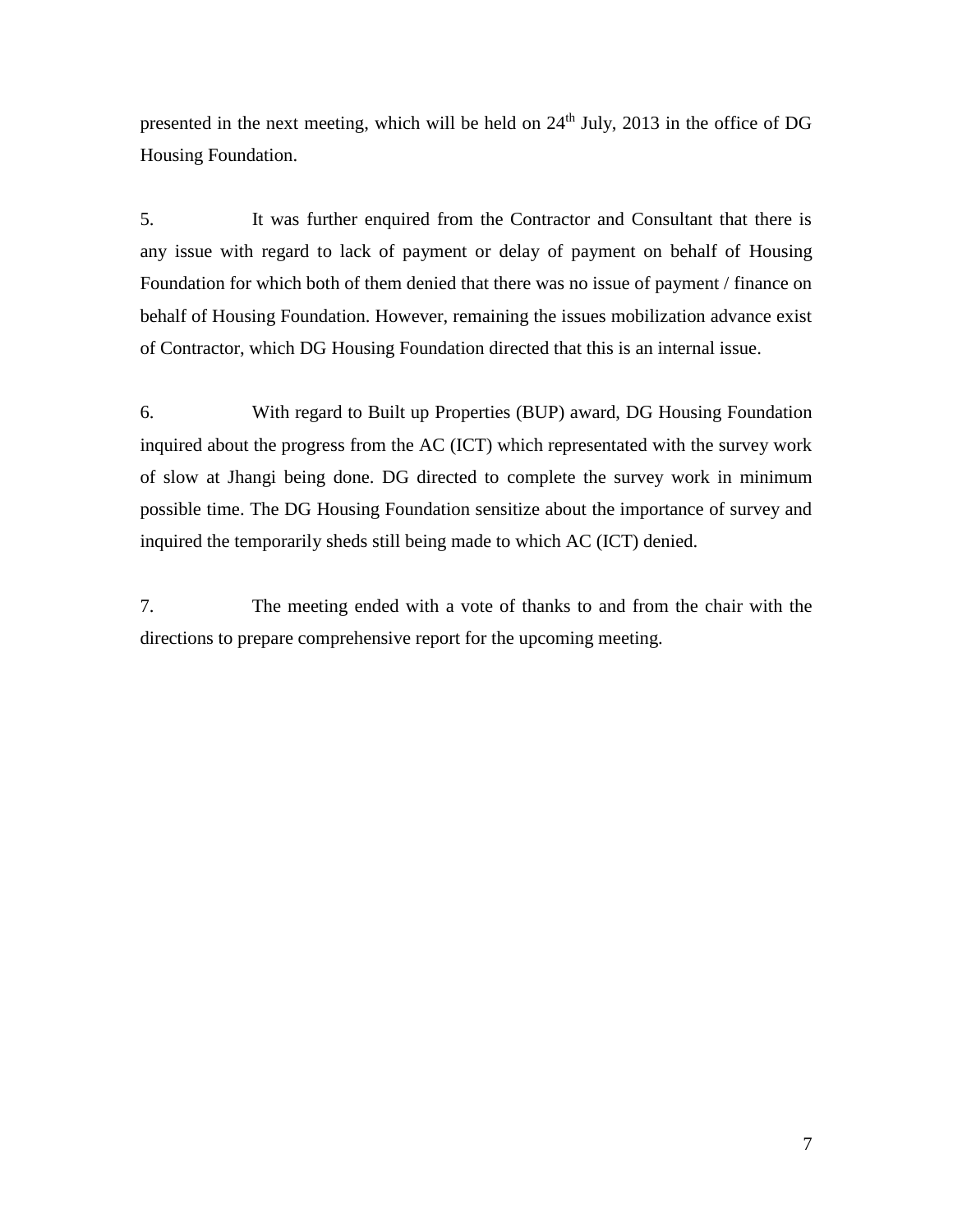presented in the next meeting, which will be held on 24th July, 2013 in the office of DG Housing Foundation.

5. It was further enquired from the Contractor and Consultant that there is any issue with regard to lack of payment or delay of payment on behalf of Housing Foundation for which both of them denied that there was no issue of payment / finance on behalf of Housing Foundation. However, remaining the issues mobilization advance exist of Contractor, which DG Housing Foundation directed that this is an internal issue.

6. With regard to Built up Properties (BUP) award, DG Housing Foundation inquired about the progress from the AC (ICT) which representated with the survey work of slow at Jhangi being done. DG directed to complete the survey work in minimum possible time. The DG Housing Foundation sensitize about the importance of survey and inquired the temporarily sheds still being made to which AC (ICT) denied.

7. The meeting ended with a vote of thanks to and from the chair with the directions to prepare comprehensive report for the upcoming meeting.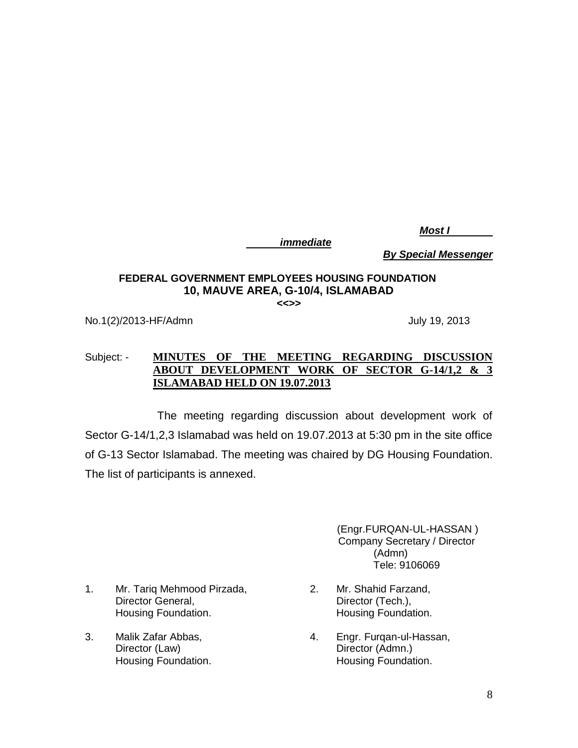***Most I***

***immediate***

***By Special Messenger***

**FEDERAL GOVERNMENT EMPLOYEES HOUSING FOUNDATION**
**10, MAUVE AREA, G-10/4, ISLAMABAD**
**<<>>**

No.1(2)/2013-HF/Admn July 19, 2013

Subject: - **MINUTES OF THE MEETING REGARDING DISCUSSION ABOUT DEVELOPMENT WORK OF SECTOR G-14/1,2 & 3 ISLAMABAD HELD ON 19.07.2013**

The meeting regarding discussion about development work of Sector G-14/1,2,3 Islamabad was held on 19.07.2013 at 5:30 pm in the site office of G-13 Sector Islamabad. The meeting was chaired by DG Housing Foundation. The list of participants is annexed.

(Engr.FURQAN-UL-HASSAN )
Company Secretary / Director
(Admn)
Tele: 9106069

1. Mr. Tariq Mehmood Pirzada,
   Director General,
   Housing Foundation.

2. Mr. Shahid Farzand,
   Director (Tech.),
   Housing Foundation.

3. Malik Zafar Abbas,
   Director (Law)
   Housing Foundation.

4. Engr. Furqan-ul-Hassan,
   Director (Admn.)
   Housing Foundation.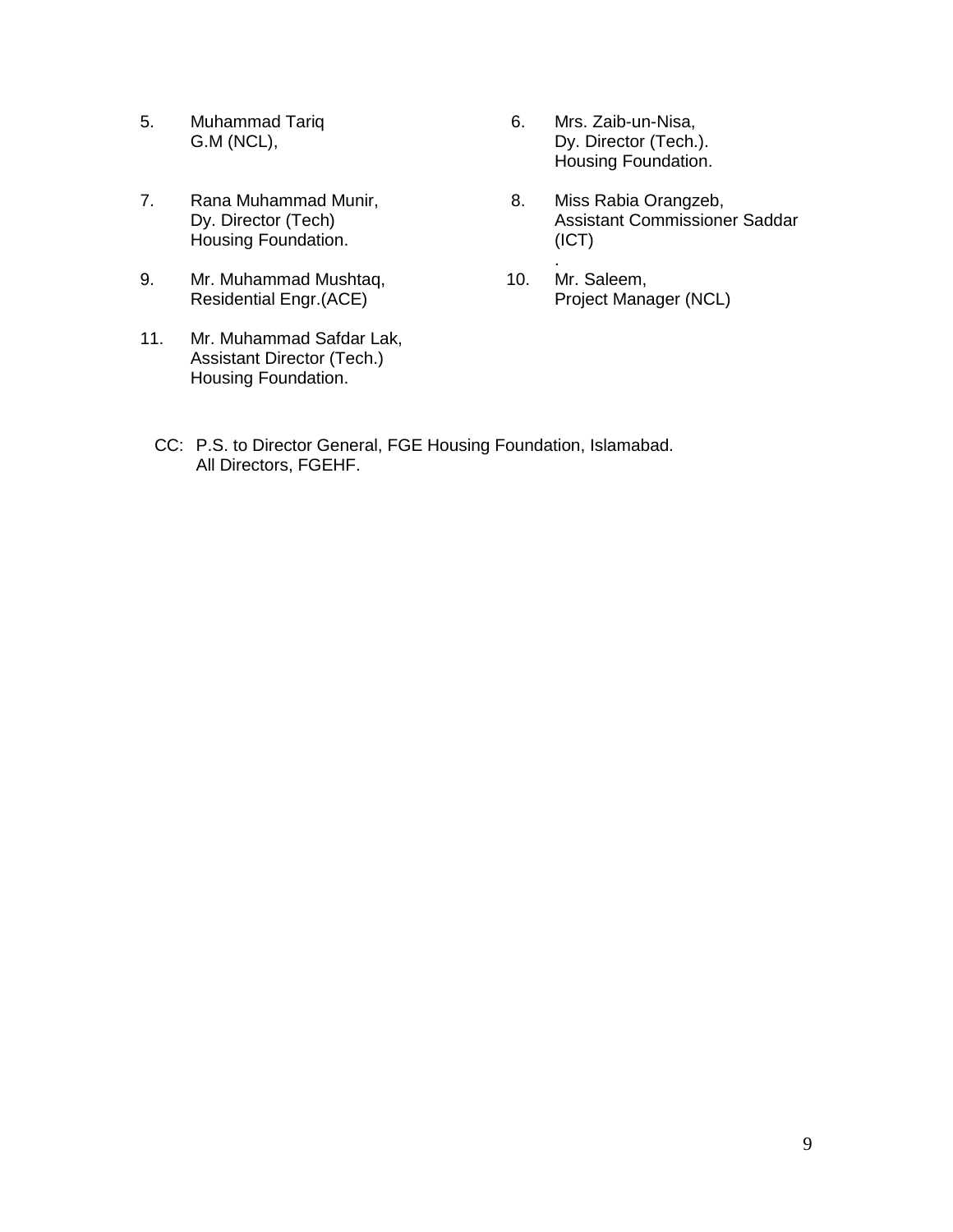5. Muhammad Tariq
   G.M (NCL),

6. Mrs. Zaib-un-Nisa,
   Dy. Director (Tech.).
   Housing Foundation.

7. Rana Muhammad Munir,
   Dy. Director (Tech)
   Housing Foundation.

8. Miss Rabia Orangzeb,
   Assistant Commissioner Saddar
   (ICT)
   .

9. Mr. Muhammad Mushtaq,
   Residential Engr.(ACE)

10. Mr. Saleem,
    Project Manager (NCL)

11. Mr. Muhammad Safdar Lak,
    Assistant Director (Tech.)
    Housing Foundation.

CC: P.S. to Director General, FGE Housing Foundation, Islamabad.
All Directors, FGEHF.